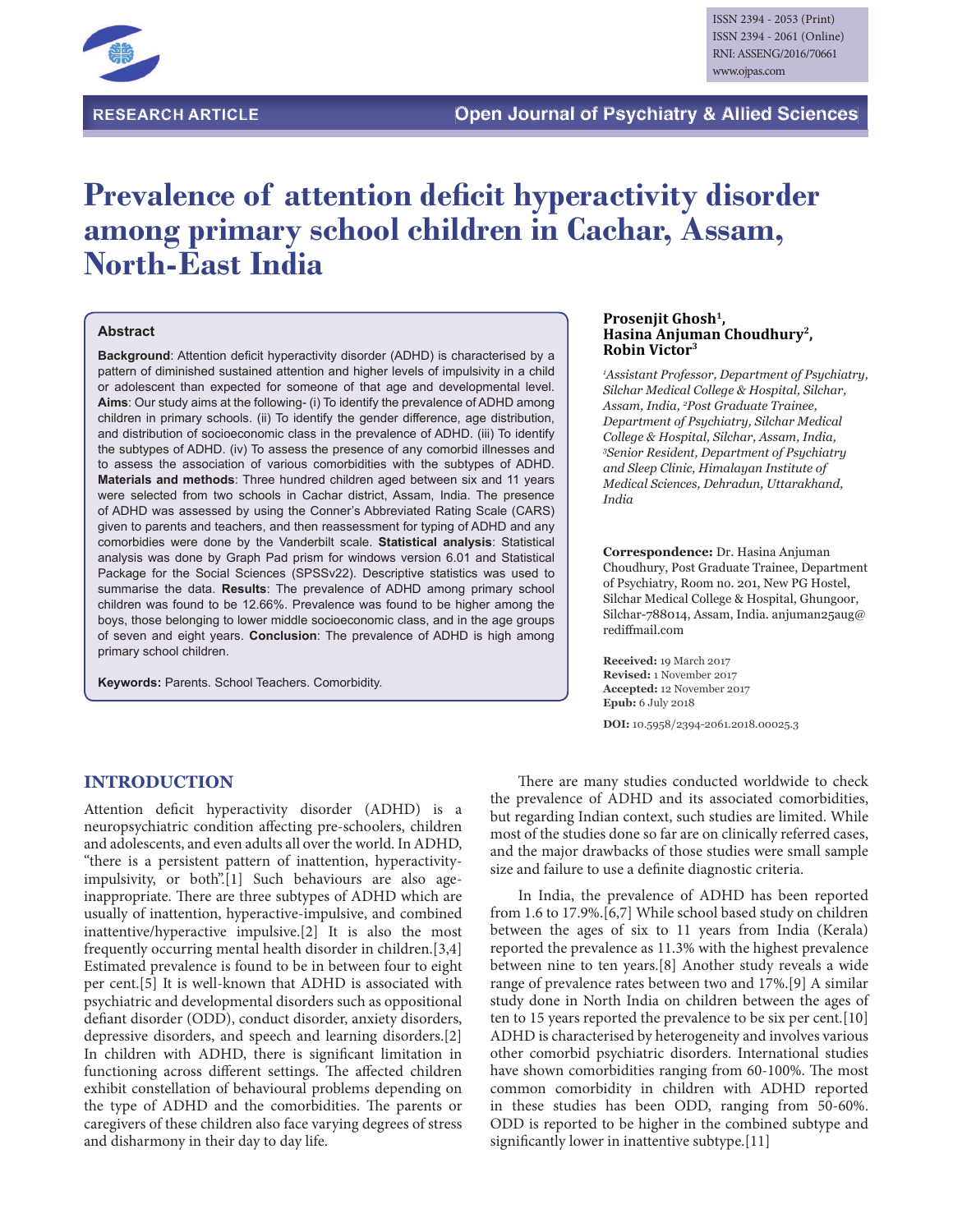ISSN 2394 - 2053 (Print)
ISSN 2394 - 2061 (Online)
RNI: ASSENG/2016/70661
www.ojpas.com

**RESEARCH ARTICLE** | **Open Journal of Psychiatry & Allied Sciences**

# Prevalence of attention deficit hyperactivity disorder among primary school children in Cachar, Assam, North-East India

**Prosenjit Ghosh[1], Hasina Anjuman Choudhury[2], Robin Victor[3]**

*[1]Assistant Professor, Department of Psychiatry, Silchar Medical College & Hospital, Silchar, Assam, India, [2]Post Graduate Trainee, Department of Psychiatry, Silchar Medical College & Hospital, Silchar, Assam, India, [3]Senior Resident, Department of Psychiatry and Sleep Clinic, Himalayan Institute of Medical Sciences, Dehradun, Uttarakhand, India*

**Correspondence:** Dr. Hasina Anjuman Choudhury, Post Graduate Trainee, Department of Psychiatry, Room no. 201, New PG Hostel, Silchar Medical College & Hospital, Ghungoor, Silchar-788014, Assam, India. anjuman25aug@rediffmail.com

**Received:** 19 March 2017
**Revised:** 1 November 2017
**Accepted:** 12 November 2017
**Epub:** 6 July 2018

**DOI:** 10.5958/2394-2061.2018.00025.3

## Abstract

**Background**: Attention deficit hyperactivity disorder (ADHD) is characterised by a pattern of diminished sustained attention and higher levels of impulsivity in a child or adolescent than expected for someone of that age and developmental level. **Aims**: Our study aims at the following- (i) To identify the prevalence of ADHD among children in primary schools. (ii) To identify the gender difference, age distribution, and distribution of socioeconomic class in the prevalence of ADHD. (iii) To identify the subtypes of ADHD. (iv) To assess the presence of any comorbid illnesses and to assess the association of various comorbidities with the subtypes of ADHD. **Materials and methods**: Three hundred children aged between six and 11 years were selected from two schools in Cachar district, Assam, India. The presence of ADHD was assessed by using the Conner's Abbreviated Rating Scale (CARS) given to parents and teachers, and then reassessment for typing of ADHD and any comorbidies were done by the Vanderbilt scale. **Statistical analysis**: Statistical analysis was done by Graph Pad prism for windows version 6.01 and Statistical Package for the Social Sciences (SPSSv22). Descriptive statistics was used to summarise the data. **Results**: The prevalence of ADHD among primary school children was found to be 12.66%. Prevalence was found to be higher among the boys, those belonging to lower middle socioeconomic class, and in the age groups of seven and eight years. **Conclusion**: The prevalence of ADHD is high among primary school children.

**Keywords:** Parents. School Teachers. Comorbidity.

## INTRODUCTION

Attention deficit hyperactivity disorder (ADHD) is a neuropsychiatric condition affecting pre-schoolers, children and adolescents, and even adults all over the world. In ADHD, "there is a persistent pattern of inattention, hyperactivity-impulsivity, or both".[1] Such behaviours are also age-inappropriate. There are three subtypes of ADHD which are usually of inattention, hyperactive-impulsive, and combined inattentive/hyperactive impulsive.[2] It is also the most frequently occurring mental health disorder in children.[3,4] Estimated prevalence is found to be in between four to eight per cent.[5] It is well-known that ADHD is associated with psychiatric and developmental disorders such as oppositional defiant disorder (ODD), conduct disorder, anxiety disorders, depressive disorders, and speech and learning disorders.[2] In children with ADHD, there is significant limitation in functioning across different settings. The affected children exhibit constellation of behavioural problems depending on the type of ADHD and the comorbidities. The parents or caregivers of these children also face varying degrees of stress and disharmony in their day to day life.

There are many studies conducted worldwide to check the prevalence of ADHD and its associated comorbidities, but regarding Indian context, such studies are limited. While most of the studies done so far are on clinically referred cases, and the major drawbacks of those studies were small sample size and failure to use a definite diagnostic criteria.

In India, the prevalence of ADHD has been reported from 1.6 to 17.9%.[6,7] While school based study on children between the ages of six to 11 years from India (Kerala) reported the prevalence as 11.3% with the highest prevalence between nine to ten years.[8] Another study reveals a wide range of prevalence rates between two and 17%.[9] A similar study done in North India on children between the ages of ten to 15 years reported the prevalence to be six per cent.[10] ADHD is characterised by heterogeneity and involves various other comorbid psychiatric disorders. International studies have shown comorbidities ranging from 60-100%. The most common comorbidity in children with ADHD reported in these studies has been ODD, ranging from 50-60%. ODD is reported to be higher in the combined subtype and significantly lower in inattentive subtype.[11]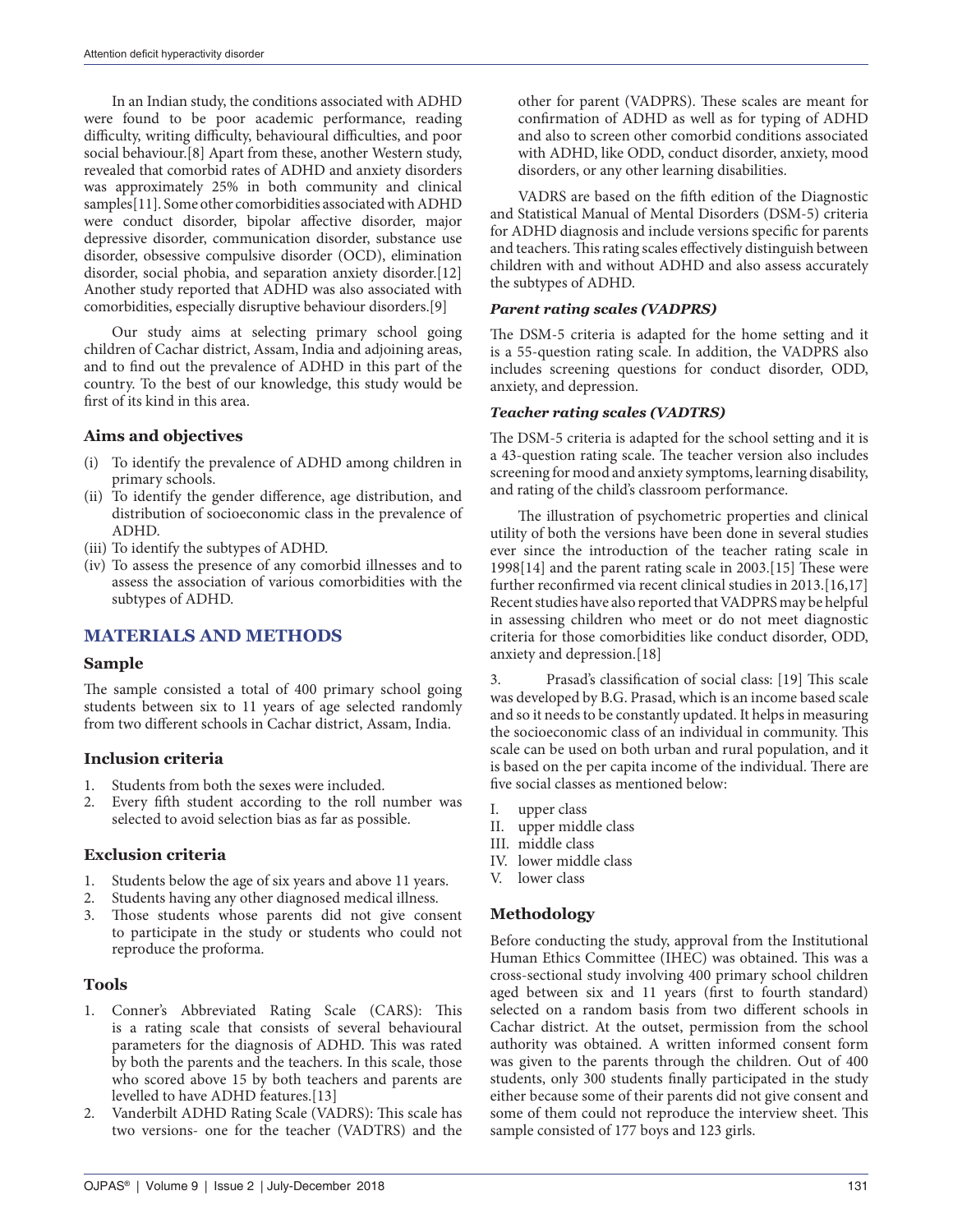In an Indian study, the conditions associated with ADHD were found to be poor academic performance, reading difficulty, writing difficulty, behavioural difficulties, and poor social behaviour.[8] Apart from these, another Western study, revealed that comorbid rates of ADHD and anxiety disorders was approximately 25% in both community and clinical samples[11]. Some other comorbidities associated with ADHD were conduct disorder, bipolar affective disorder, major depressive disorder, communication disorder, substance use disorder, obsessive compulsive disorder (OCD), elimination disorder, social phobia, and separation anxiety disorder.[12] Another study reported that ADHD was also associated with comorbidities, especially disruptive behaviour disorders.[9]

Our study aims at selecting primary school going children of Cachar district, Assam, India and adjoining areas, and to find out the prevalence of ADHD in this part of the country. To the best of our knowledge, this study would be first of its kind in this area.

### Aims and objectives

- (i) To identify the prevalence of ADHD among children in primary schools.
- (ii) To identify the gender difference, age distribution, and distribution of socioeconomic class in the prevalence of ADHD.
- (iii) To identify the subtypes of ADHD.
- (iv) To assess the presence of any comorbid illnesses and to assess the association of various comorbidities with the subtypes of ADHD.

## MATERIALS AND METHODS

### Sample

The sample consisted a total of 400 primary school going students between six to 11 years of age selected randomly from two different schools in Cachar district, Assam, India.

### Inclusion criteria

1. Students from both the sexes were included.
2. Every fifth student according to the roll number was selected to avoid selection bias as far as possible.

### Exclusion criteria

1. Students below the age of six years and above 11 years.
2. Students having any other diagnosed medical illness.
3. Those students whose parents did not give consent to participate in the study or students who could not reproduce the proforma.

### Tools

1. Conner's Abbreviated Rating Scale (CARS): This is a rating scale that consists of several behavioural parameters for the diagnosis of ADHD. This was rated by both the parents and the teachers. In this scale, those who scored above 15 by both teachers and parents are levelled to have ADHD features.[13]
2. Vanderbilt ADHD Rating Scale (VADRS): This scale has two versions- one for the teacher (VADTRS) and the other for parent (VADPRS). These scales are meant for confirmation of ADHD as well as for typing of ADHD and also to screen other comorbid conditions associated with ADHD, like ODD, conduct disorder, anxiety, mood disorders, or any other learning disabilities.

VADRS are based on the fifth edition of the Diagnostic and Statistical Manual of Mental Disorders (DSM-5) criteria for ADHD diagnosis and include versions specific for parents and teachers. This rating scales effectively distinguish between children with and without ADHD and also assess accurately the subtypes of ADHD.

#### *Parent rating scales (VADPRS)*

The DSM-5 criteria is adapted for the home setting and it is a 55-question rating scale. In addition, the VADPRS also includes screening questions for conduct disorder, ODD, anxiety, and depression.

#### *Teacher rating scales (VADTRS)*

The DSM-5 criteria is adapted for the school setting and it is a 43-question rating scale. The teacher version also includes screening for mood and anxiety symptoms, learning disability, and rating of the child's classroom performance.

The illustration of psychometric properties and clinical utility of both the versions have been done in several studies ever since the introduction of the teacher rating scale in 1998[14] and the parent rating scale in 2003.[15] These were further reconfirmed via recent clinical studies in 2013.[16,17] Recent studies have also reported that VADPRS may be helpful in assessing children who meet or do not meet diagnostic criteria for those comorbidities like conduct disorder, ODD, anxiety and depression.[18]

3. Prasad's classification of social class: [19] This scale was developed by B.G. Prasad, which is an income based scale and so it needs to be constantly updated. It helps in measuring the socioeconomic class of an individual in community. This scale can be used on both urban and rural population, and it is based on the per capita income of the individual. There are five social classes as mentioned below:

- I. upper class
- II. upper middle class
- III. middle class
- IV. lower middle class
- V. lower class

### Methodology

Before conducting the study, approval from the Institutional Human Ethics Committee (IHEC) was obtained. This was a cross-sectional study involving 400 primary school children aged between six and 11 years (first to fourth standard) selected on a random basis from two different schools in Cachar district. At the outset, permission from the school authority was obtained. A written informed consent form was given to the parents through the children. Out of 400 students, only 300 students finally participated in the study either because some of their parents did not give consent and some of them could not reproduce the interview sheet. This sample consisted of 177 boys and 123 girls.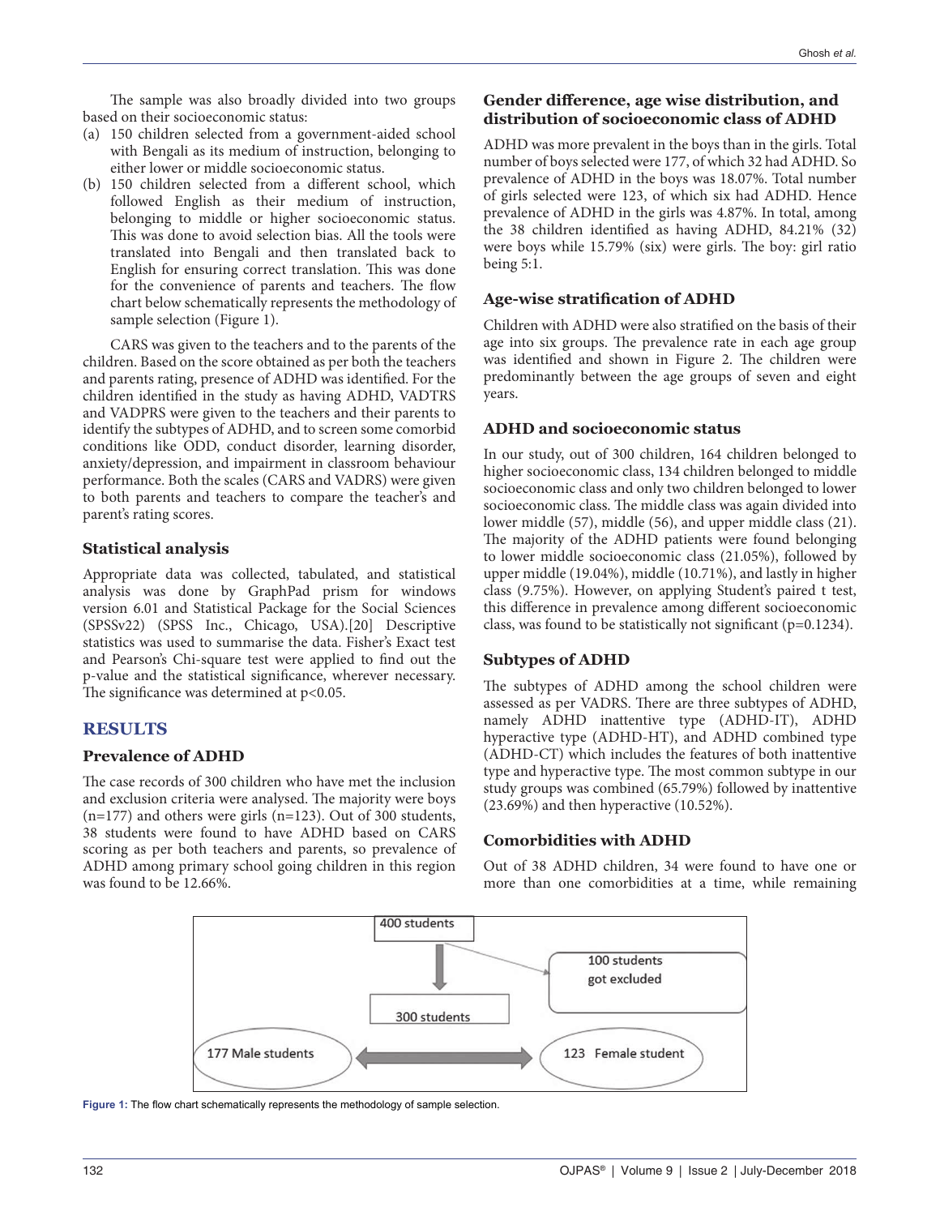The sample was also broadly divided into two groups based on their socioeconomic status:

(a) 150 children selected from a government-aided school with Bengali as its medium of instruction, belonging to either lower or middle socioeconomic status.

(b) 150 children selected from a different school, which followed English as their medium of instruction, belonging to middle or higher socioeconomic status. This was done to avoid selection bias. All the tools were translated into Bengali and then translated back to English for ensuring correct translation. This was done for the convenience of parents and teachers. The flow chart below schematically represents the methodology of sample selection (Figure 1).

CARS was given to the teachers and to the parents of the children. Based on the score obtained as per both the teachers and parents rating, presence of ADHD was identified. For the children identified in the study as having ADHD, VADTRS and VADPRS were given to the teachers and their parents to identify the subtypes of ADHD, and to screen some comorbid conditions like ODD, conduct disorder, learning disorder, anxiety/depression, and impairment in classroom behaviour performance. Both the scales (CARS and VADRS) were given to both parents and teachers to compare the teacher's and parent's rating scores.

### Statistical analysis

Appropriate data was collected, tabulated, and statistical analysis was done by GraphPad prism for windows version 6.01 and Statistical Package for the Social Sciences (SPSSv22) (SPSS Inc., Chicago, USA).[20] Descriptive statistics was used to summarise the data. Fisher's Exact test and Pearson's Chi-square test were applied to find out the p-value and the statistical significance, wherever necessary. The significance was determined at $p<0.05$.

## RESULTS

### Prevalence of ADHD

The case records of 300 children who have met the inclusion and exclusion criteria were analysed. The majority were boys (n=177) and others were girls (n=123). Out of 300 students, 38 students were found to have ADHD based on CARS scoring as per both teachers and parents, so prevalence of ADHD among primary school going children in this region was found to be 12.66%.

### Gender difference, age wise distribution, and distribution of socioeconomic class of ADHD

ADHD was more prevalent in the boys than in the girls. Total number of boys selected were 177, of which 32 had ADHD. So prevalence of ADHD in the boys was 18.07%. Total number of girls selected were 123, of which six had ADHD. Hence prevalence of ADHD in the girls was 4.87%. In total, among the 38 children identified as having ADHD, 84.21% (32) were boys while 15.79% (six) were girls. The boy: girl ratio being 5:1.

### Age-wise stratification of ADHD

Children with ADHD were also stratified on the basis of their age into six groups. The prevalence rate in each age group was identified and shown in Figure 2. The children were predominantly between the age groups of seven and eight years.

### ADHD and socioeconomic status

In our study, out of 300 children, 164 children belonged to higher socioeconomic class, 134 children belonged to middle socioeconomic class and only two children belonged to lower socioeconomic class. The middle class was again divided into lower middle (57), middle (56), and upper middle class (21). The majority of the ADHD patients were found belonging to lower middle socioeconomic class (21.05%), followed by upper middle (19.04%), middle (10.71%), and lastly in higher class (9.75%). However, on applying Student's paired t test, this difference in prevalence among different socioeconomic class, was found to be statistically not significant (p=0.1234).

### Subtypes of ADHD

The subtypes of ADHD among the school children were assessed as per VADRS. There are three subtypes of ADHD, namely ADHD inattentive type (ADHD-IT), ADHD hyperactive type (ADHD-HT), and ADHD combined type (ADHD-CT) which includes the features of both inattentive type and hyperactive type. The most common subtype in our study groups was combined (65.79%) followed by inattentive (23.69%) and then hyperactive (10.52%).

### Comorbidities with ADHD

Out of 38 ADHD children, 34 were found to have one or more than one comorbidities at a time, while remaining

400 students

100 students got excluded

300 students

177 Male students

123 Female student

Figure 1: The flow chart schematically represents the methodology of sample selection.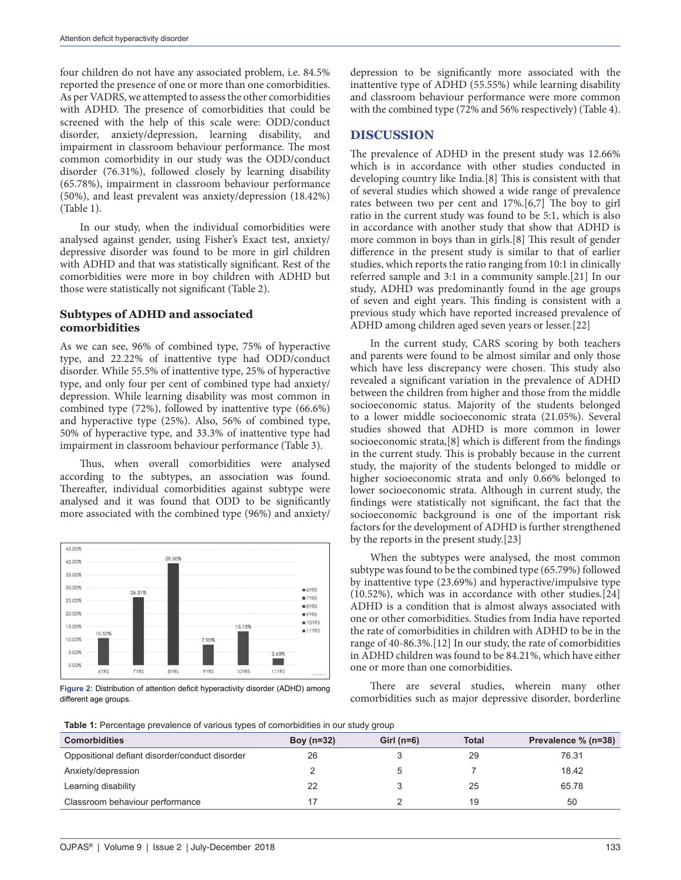four children do not have any associated problem, i.e. 84.5% reported the presence of one or more than one comorbidities. As per VADRS, we attempted to assess the other comorbidities with ADHD. The presence of comorbidities that could be screened with the help of this scale were: ODD/conduct disorder, anxiety/depression, learning disability, and impairment in classroom behaviour performance. The most common comorbidity in our study was the ODD/conduct disorder (76.31%), followed closely by learning disability (65.78%), impairment in classroom behaviour performance (50%), and least prevalent was anxiety/depression (18.42%) (Table 1).

In our study, when the individual comorbidities were analysed against gender, using Fisher's Exact test, anxiety/depressive disorder was found to be more in girl children with ADHD and that was statistically significant. Rest of the comorbidities were more in boy children with ADHD but those were statistically not significant (Table 2).

### Subtypes of ADHD and associated comorbidities

As we can see, 96% of combined type, 75% of hyperactive type, and 22.22% of inattentive type had ODD/conduct disorder. While 55.5% of inattentive type, 25% of hyperactive type, and only four per cent of combined type had anxiety/depression. While learning disability was most common in combined type (72%), followed by inattentive type (66.6%) and hyperactive type (25%). Also, 56% of combined type, 50% of hyperactive type, and 33.3% of inattentive type had impairment in classroom behaviour performance (Table 3).

Thus, when overall comorbidities were analysed according to the subtypes, an association was found. Thereafter, individual comorbidities against subtype were analysed and it was found that ODD to be significantly more associated with the combined type (96%) and anxiety/depression to be significantly more associated with the inattentive type of ADHD (55.55%) while learning disability and classroom behaviour performance were more common with the combined type (72% and 56% respectively) (Table 4).

45.00%
40.00%
35.00%
30.00%
25.00%
20.00%
15.00%
10.00%
5.00%
0.00%

10.52%
26.31%
39.50%
7.90%
13.15%
2.63%

6YRS
7YRS
8YRS
9YRS
10YRS
11YRS

Figure 2: Distribution of attention deficit hyperactivity disorder (ADHD) among different age groups.

## DISCUSSION

The prevalence of ADHD in the present study was 12.66% which is in accordance with other studies conducted in developing country like India.[8] This is consistent with that of several studies which showed a wide range of prevalence rates between two per cent and 17%.[6,7] The boy to girl ratio in the current study was found to be 5:1, which is also in accordance with another study that show that ADHD is more common in boys than in girls.[8] This result of gender difference in the present study is similar to that of earlier studies, which reports the ratio ranging from 10:1 in clinically referred sample and 3:1 in a community sample.[21] In our study, ADHD was predominantly found in the age groups of seven and eight years. This finding is consistent with a previous study which have reported increased prevalence of ADHD among children aged seven years or lesser.[22]

In the current study, CARS scoring by both teachers and parents were found to be almost similar and only those which have less discrepancy were chosen. This study also revealed a significant variation in the prevalence of ADHD between the children from higher and those from the middle socioeconomic status. Majority of the students belonged to a lower middle socioeconomic strata (21.05%). Several studies showed that ADHD is more common in lower socioeconomic strata,[8] which is different from the findings in the current study. This is probably because in the current study, the majority of the students belonged to middle or higher socioeconomic strata and only 0.66% belonged to lower socioeconomic strata. Although in current study, the findings were statistically not significant, the fact that the socioeconomic background is one of the important risk factors for the development of ADHD is further strengthened by the reports in the present study.[23]

When the subtypes were analysed, the most common subtype was found to be the combined type (65.79%) followed by inattentive type (23.69%) and hyperactive/impulsive type (10.52%), which was in accordance with other studies.[24] ADHD is a condition that is almost always associated with one or other comorbidities. Studies from India have reported the rate of comorbidities in children with ADHD to be in the range of 40-86.3%.[12] In our study, the rate of comorbidities in ADHD children was found to be 84.21%, which have either one or more than one comorbidities.

There are several studies, wherein many other comorbidities such as major depressive disorder, borderline

**Table 1:** Percentage prevalence of various types of comorbidities in our study group

| Comorbidities | Boy (n=32) | Girl (n=6) | Total | Prevalence % (n=38) |
|---|---|---|---|---|
| Oppositional defiant disorder/conduct disorder | 26 | 3 | 29 | 76.31 |
| Anxiety/depression | 2 | 5 | 7 | 18.42 |
| Learning disability | 22 | 3 | 25 | 65.78 |
| Classroom behaviour performance | 17 | 2 | 19 | 50 |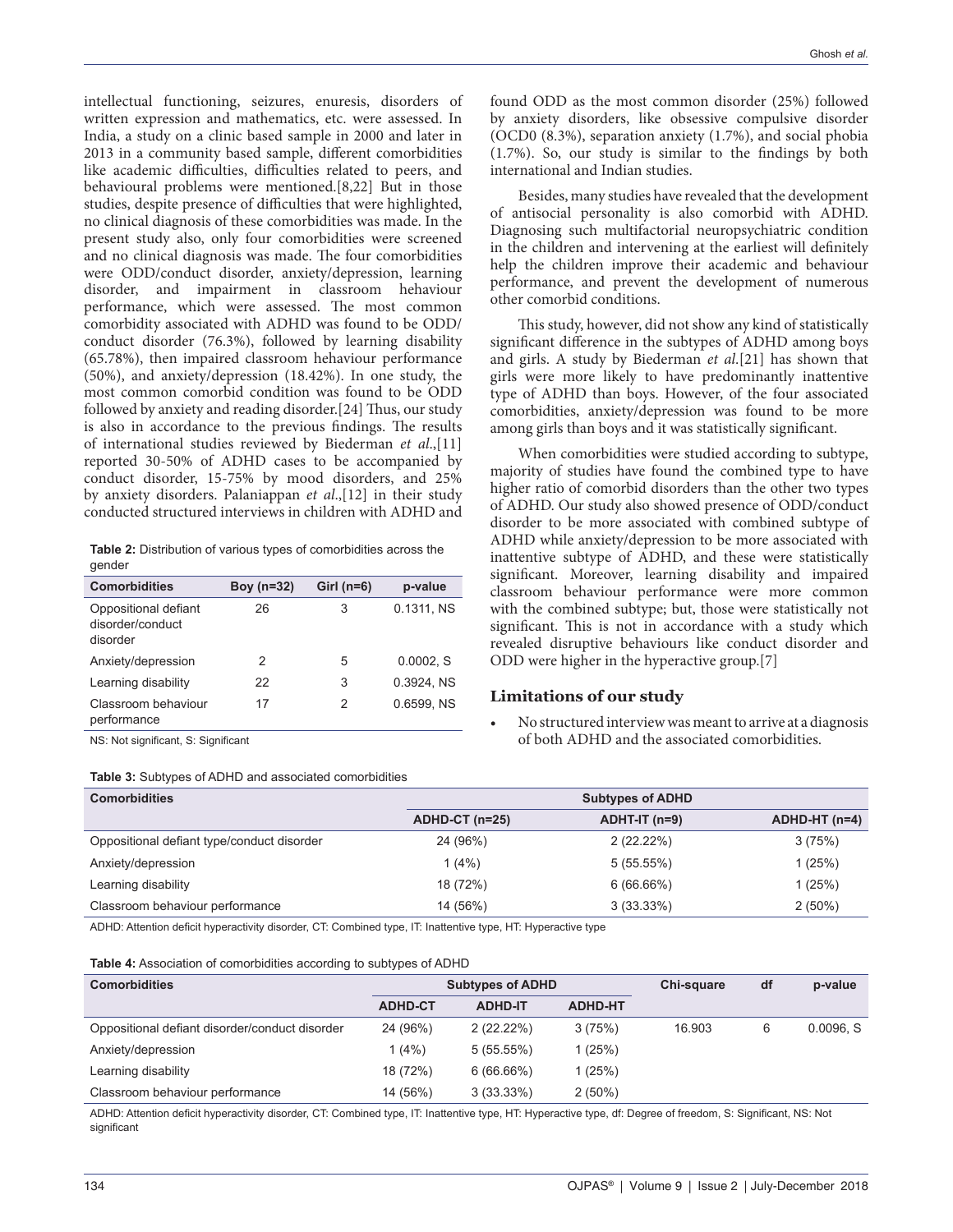intellectual functioning, seizures, enuresis, disorders of written expression and mathematics, etc. were assessed. In India, a study on a clinic based sample in 2000 and later in 2013 in a community based sample, different comorbidities like academic difficulties, difficulties related to peers, and behavioural problems were mentioned.[8,22] But in those studies, despite presence of difficulties that were highlighted, no clinical diagnosis of these comorbidities was made. In the present study also, only four comorbidities were screened and no clinical diagnosis was made. The four comorbidities were ODD/conduct disorder, anxiety/depression, learning disorder, and impairment in classroom hehaviour performance, which were assessed. The most common comorbidity associated with ADHD was found to be ODD/ conduct disorder (76.3%), followed by learning disability (65.78%), then impaired classroom hehaviour performance (50%), and anxiety/depression (18.42%). In one study, the most common comorbid condition was found to be ODD followed by anxiety and reading disorder.[24] Thus, our study is also in accordance to the previous findings. The results of international studies reviewed by Biederman *et al*.,[11] reported 30-50% of ADHD cases to be accompanied by conduct disorder, 15-75% by mood disorders, and 25% by anxiety disorders. Palaniappan *et al*.,[12] in their study conducted structured interviews in children with ADHD and found ODD as the most common disorder (25%) followed by anxiety disorders, like obsessive compulsive disorder (OCD0 (8.3%), separation anxiety (1.7%), and social phobia (1.7%). So, our study is similar to the findings by both international and Indian studies.

Besides, many studies have revealed that the development of antisocial personality is also comorbid with ADHD. Diagnosing such multifactorial neuropsychiatric condition in the children and intervening at the earliest will definitely help the children improve their academic and behaviour performance, and prevent the development of numerous other comorbid conditions.

This study, however, did not show any kind of statistically significant difference in the subtypes of ADHD among boys and girls. A study by Biederman *et al.*[21] has shown that girls were more likely to have predominantly inattentive type of ADHD than boys. However, of the four associated comorbidities, anxiety/depression was found to be more among girls than boys and it was statistically significant.

When comorbidities were studied according to subtype, majority of studies have found the combined type to have higher ratio of comorbid disorders than the other two types of ADHD. Our study also showed presence of ODD/conduct disorder to be more associated with combined subtype of ADHD while anxiety/depression to be more associated with inattentive subtype of ADHD, and these were statistically significant. Moreover, learning disability and impaired classroom behaviour performance were more common with the combined subtype; but, those were statistically not significant. This is not in accordance with a study which revealed disruptive behaviours like conduct disorder and ODD were higher in the hyperactive group.[7]

**Table 2:** Distribution of various types of comorbidities across the gender

| Comorbidities | Boy (n=32) | Girl (n=6) | p-value |
|---|---|---|---|
| Oppositional defiant disorder/conduct disorder | 26 | 3 | 0.1311, NS |
| Anxiety/depression | 2 | 5 | 0.0002, S |
| Learning disability | 22 | 3 | 0.3924, NS |
| Classroom behaviour performance | 17 | 2 | 0.6599, NS |

NS: Not significant, S: Significant

### Limitations of our study

- No structured interview was meant to arrive at a diagnosis of both ADHD and the associated comorbidities.

**Table 3:** Subtypes of ADHD and associated comorbidities

| Comorbidities | Subtypes of ADHD | | |
|---|---|---|---|
| | ADHD-CT (n=25) | ADHT-IT (n=9) | ADHD-HT (n=4) |
| Oppositional defiant type/conduct disorder | 24 (96%) | 2 (22.22%) | 3 (75%) |
| Anxiety/depression | 1 (4%) | 5 (55.55%) | 1 (25%) |
| Learning disability | 18 (72%) | 6 (66.66%) | 1 (25%) |
| Classroom behaviour performance | 14 (56%) | 3 (33.33%) | 2 (50%) |

ADHD: Attention deficit hyperactivity disorder, CT: Combined type, IT: Inattentive type, HT: Hyperactive type

**Table 4:** Association of comorbidities according to subtypes of ADHD

| Comorbidities | Subtypes of ADHD | | | Chi-square | df | p-value |
|---|---|---|---|---|---|---|
| | ADHD-CT | ADHD-IT | ADHD-HT | | | |
| Oppositional defiant disorder/conduct disorder | 24 (96%) | 2 (22.22%) | 3 (75%) | 16.903 | 6 | 0.0096, S |
| Anxiety/depression | 1 (4%) | 5 (55.55%) | 1 (25%) | | | |
| Learning disability | 18 (72%) | 6 (66.66%) | 1 (25%) | | | |
| Classroom behaviour performance | 14 (56%) | 3 (33.33%) | 2 (50%) | | | |

ADHD: Attention deficit hyperactivity disorder, CT: Combined type, IT: Inattentive type, HT: Hyperactive type, df: Degree of freedom, S: Significant, NS: Not significant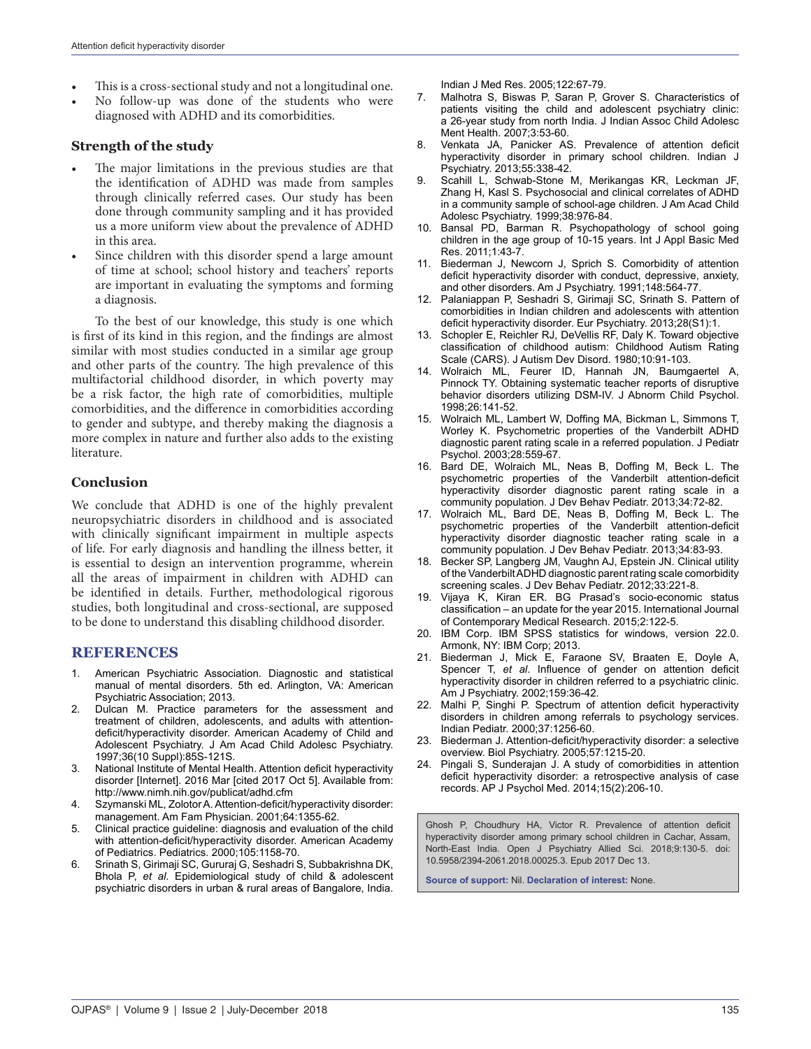- This is a cross-sectional study and not a longitudinal one.
- No follow-up was done of the students who were diagnosed with ADHD and its comorbidities.

### Strength of the study

- The major limitations in the previous studies are that the identification of ADHD was made from samples through clinically referred cases. Our study has been done through community sampling and it has provided us a more uniform view about the prevalence of ADHD in this area.
- Since children with this disorder spend a large amount of time at school; school history and teachers' reports are important in evaluating the symptoms and forming a diagnosis.

To the best of our knowledge, this study is one which is first of its kind in this region, and the findings are almost similar with most studies conducted in a similar age group and other parts of the country. The high prevalence of this multifactorial childhood disorder, in which poverty may be a risk factor, the high rate of comorbidities, multiple comorbidities, and the difference in comorbidities according to gender and subtype, and thereby making the diagnosis a more complex in nature and further also adds to the existing literature.

### Conclusion

We conclude that ADHD is one of the highly prevalent neuropsychiatric disorders in childhood and is associated with clinically significant impairment in multiple aspects of life. For early diagnosis and handling the illness better, it is essential to design an intervention programme, wherein all the areas of impairment in children with ADHD can be identified in details. Further, methodological rigorous studies, both longitudinal and cross-sectional, are supposed to be done to understand this disabling childhood disorder.

## REFERENCES

1. American Psychiatric Association. Diagnostic and statistical manual of mental disorders. 5th ed. Arlington, VA: American Psychiatric Association; 2013.
2. Dulcan M. Practice parameters for the assessment and treatment of children, adolescents, and adults with attention-deficit/hyperactivity disorder. American Academy of Child and Adolescent Psychiatry. J Am Acad Child Adolesc Psychiatry. 1997;36(10 Suppl):85S-121S.
3. National Institute of Mental Health. Attention deficit hyperactivity disorder [Internet]. 2016 Mar [cited 2017 Oct 5]. Available from: http://www.nimh.nih.gov/publicat/adhd.cfm
4. Szymanski ML, Zolotor A. Attention-deficit/hyperactivity disorder: management. Am Fam Physician. 2001;64:1355-62.
5. Clinical practice guideline: diagnosis and evaluation of the child with attention-deficit/hyperactivity disorder. American Academy of Pediatrics. Pediatrics. 2000;105:1158-70.
6. Srinath S, Girimaji SC, Gururaj G, Seshadri S, Subbakrishna DK, Bhola P, *et al*. Epidemiological study of child & adolescent psychiatric disorders in urban & rural areas of Bangalore, India. Indian J Med Res. 2005;122:67-79.
7. Malhotra S, Biswas P, Saran P, Grover S. Characteristics of patients visiting the child and adolescent psychiatry clinic: a 26-year study from north India. J Indian Assoc Child Adolesc Ment Health. 2007;3:53-60.
8. Venkata JA, Panicker AS. Prevalence of attention deficit hyperactivity disorder in primary school children. Indian J Psychiatry. 2013;55:338-42.
9. Scahill L, Schwab-Stone M, Merikangas KR, Leckman JF, Zhang H, Kasl S. Psychosocial and clinical correlates of ADHD in a community sample of school-age children. J Am Acad Child Adolesc Psychiatry. 1999;38:976-84.
10. Bansal PD, Barman R. Psychopathology of school going children in the age group of 10-15 years. Int J Appl Basic Med Res. 2011;1:43-7.
11. Biederman J, Newcorn J, Sprich S. Comorbidity of attention deficit hyperactivity disorder with conduct, depressive, anxiety, and other disorders. Am J Psychiatry. 1991;148:564-77.
12. Palaniappan P, Seshadri S, Girimaji SC, Srinath S. Pattern of comorbidities in Indian children and adolescents with attention deficit hyperactivity disorder. Eur Psychiatry. 2013;28(S1):1.
13. Schopler E, Reichler RJ, DeVellis RF, Daly K. Toward objective classification of childhood autism: Childhood Autism Rating Scale (CARS). J Autism Dev Disord. 1980;10:91-103.
14. Wolraich ML, Feurer ID, Hannah JN, Baumgaertel A, Pinnock TY. Obtaining systematic teacher reports of disruptive behavior disorders utilizing DSM-IV. J Abnorm Child Psychol. 1998;26:141-52.
15. Wolraich ML, Lambert W, Doffing MA, Bickman L, Simmons T, Worley K. Psychometric properties of the Vanderbilt ADHD diagnostic parent rating scale in a referred population. J Pediatr Psychol. 2003;28:559-67.
16. Bard DE, Wolraich ML, Neas B, Doffing M, Beck L. The psychometric properties of the Vanderbilt attention-deficit hyperactivity disorder diagnostic parent rating scale in a community population. J Dev Behav Pediatr. 2013;34:72-82.
17. Wolraich ML, Bard DE, Neas B, Doffing M, Beck L. The psychometric properties of the Vanderbilt attention-deficit hyperactivity disorder diagnostic teacher rating scale in a community population. J Dev Behav Pediatr. 2013;34:83-93.
18. Becker SP, Langberg JM, Vaughn AJ, Epstein JN. Clinical utility of the Vanderbilt ADHD diagnostic parent rating scale comorbidity screening scales. J Dev Behav Pediatr. 2012;33:221-8.
19. Vijaya K, Kiran ER. BG Prasad's socio-economic status classification – an update for the year 2015. International Journal of Contemporary Medical Research. 2015;2:122-5.
20. IBM Corp. IBM SPSS statistics for windows, version 22.0. Armonk, NY: IBM Corp; 2013.
21. Biederman J, Mick E, Faraone SV, Braaten E, Doyle A, Spencer T, *et al*. Influence of gender on attention deficit hyperactivity disorder in children referred to a psychiatric clinic. Am J Psychiatry. 2002;159:36-42.
22. Malhi P, Singhi P. Spectrum of attention deficit hyperactivity disorders in children among referrals to psychology services. Indian Pediatr. 2000;37:1256-60.
23. Biederman J. Attention-deficit/hyperactivity disorder: a selective overview. Biol Psychiatry. 2005;57:1215-20.
24. Pingali S, Sunderajan J. A study of comorbidities in attention deficit hyperactivity disorder: a retrospective analysis of case records. AP J Psychol Med. 2014;15(2):206-10.

Ghosh P, Choudhury HA, Victor R. Prevalence of attention deficit hyperactivity disorder among primary school children in Cachar, Assam, North-East India. Open J Psychiatry Allied Sci. 2018;9:130-5. doi: 10.5958/2394-2061.2018.00025.3. Epub 2017 Dec 13.

**Source of support:** Nil. **Declaration of interest:** None.